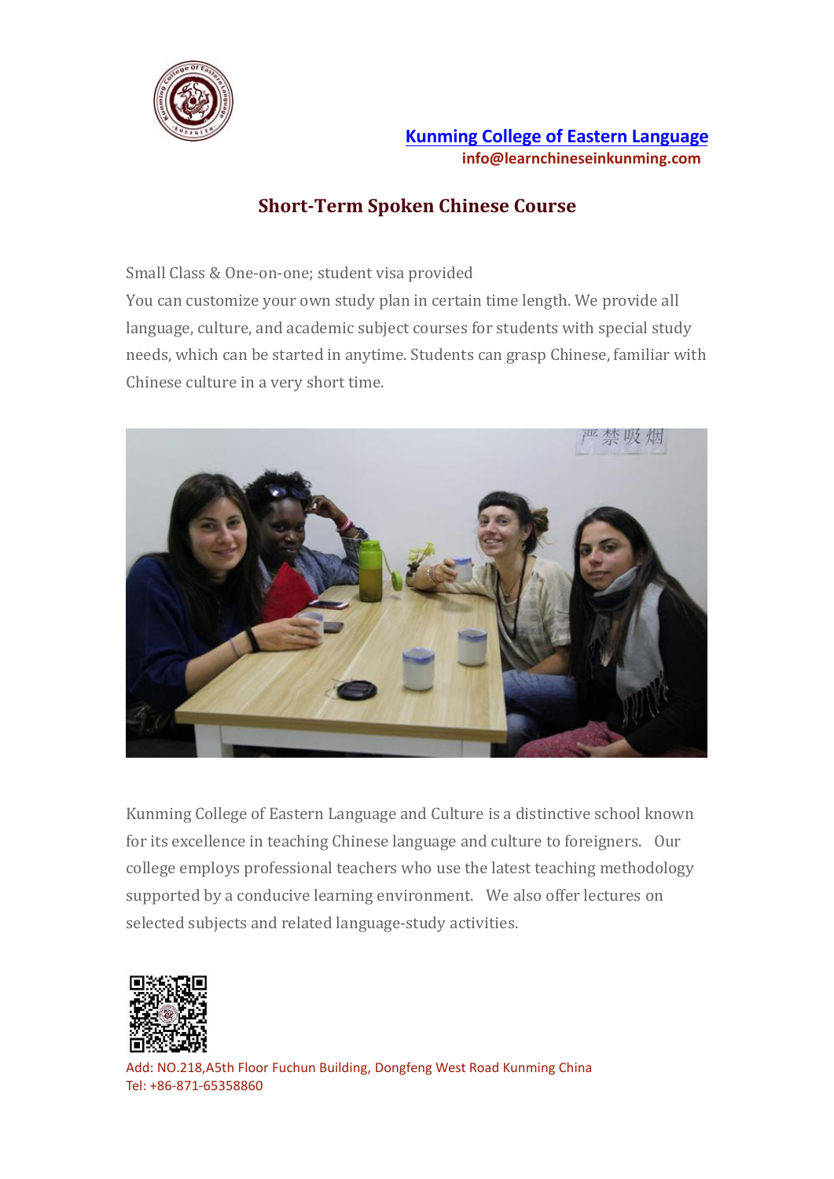[Kunming College of Eastern Language](#)

info@learnchineseinkunming.com

## Short-Term Spoken Chinese Course

Small Class & One-on-one; student visa provided
You can customize your own study plan in certain time length. We provide all language, culture, and academic subject courses for students with special study needs, which can be started in anytime. Students can grasp Chinese, familiar with Chinese culture in a very short time.

Kunming College of Eastern Language and Culture is a distinctive school known for its excellence in teaching Chinese language and culture to foreigners. Our college employs professional teachers who use the latest teaching methodology supported by a conducive learning environment. We also offer lectures on selected subjects and related language-study activities.

Add: NO.218,A5th Floor Fuchun Building, Dongfeng West Road Kunming China
Tel: +86-871-65358860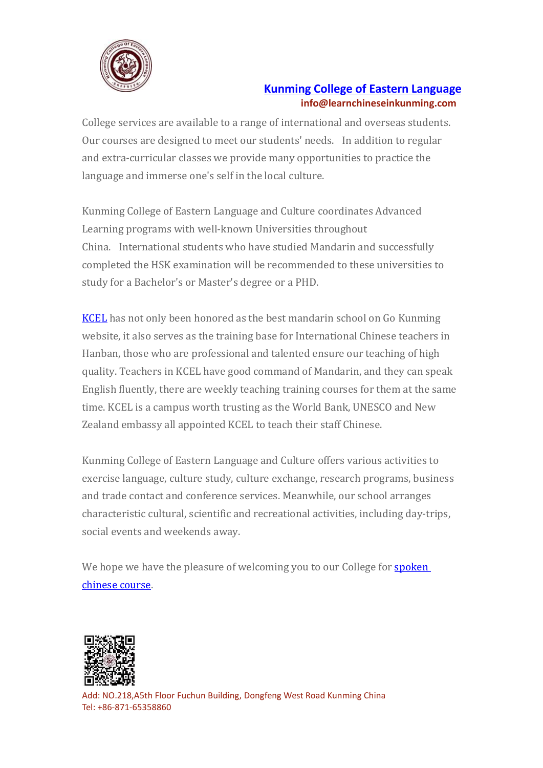**Kunming College of Eastern Language**
**info@learnchineseinkunming.com**

College services are available to a range of international and overseas students. Our courses are designed to meet our students' needs. In addition to regular and extra-curricular classes we provide many opportunities to practice the language and immerse one's self in the local culture.

Kunming College of Eastern Language and Culture coordinates Advanced Learning programs with well-known Universities throughout China. International students who have studied Mandarin and successfully completed the HSK examination will be recommended to these universities to study for a Bachelor's or Master's degree or a PHD.

KCEL has not only been honored as the best mandarin school on Go Kunming website, it also serves as the training base for International Chinese teachers in Hanban, those who are professional and talented ensure our teaching of high quality. Teachers in KCEL have good command of Mandarin, and they can speak English fluently, there are weekly teaching training courses for them at the same time. KCEL is a campus worth trusting as the World Bank, UNESCO and New Zealand embassy all appointed KCEL to teach their staff Chinese.

Kunming College of Eastern Language and Culture offers various activities to exercise language, culture study, culture exchange, research programs, business and trade contact and conference services. Meanwhile, our school arranges characteristic cultural, scientific and recreational activities, including day-trips, social events and weekends away.

We hope we have the pleasure of welcoming you to our College for spoken chinese course.

Add: NO.218,A5th Floor Fuchun Building, Dongfeng West Road Kunming China
Tel: +86-871-65358860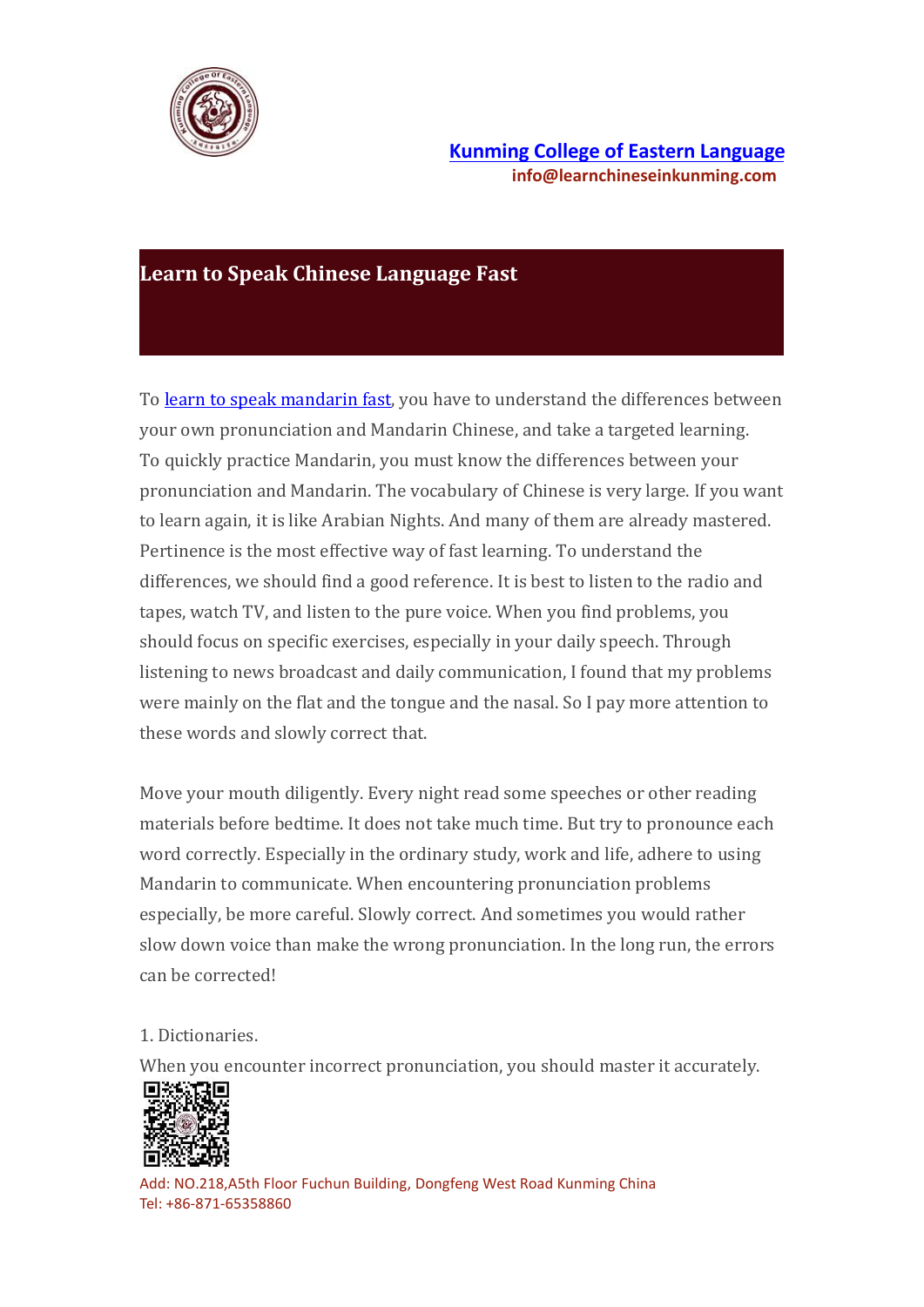# Learn to Speak Chinese Language Fast

To learn to speak mandarin fast, you have to understand the differences between your own pronunciation and Mandarin Chinese, and take a targeted learning. To quickly practice Mandarin, you must know the differences between your pronunciation and Mandarin. The vocabulary of Chinese is very large. If you want to learn again, it is like Arabian Nights. And many of them are already mastered. Pertinence is the most effective way of fast learning. To understand the differences, we should find a good reference. It is best to listen to the radio and tapes, watch TV, and listen to the pure voice. When you find problems, you should focus on specific exercises, especially in your daily speech. Through listening to news broadcast and daily communication, I found that my problems were mainly on the flat and the tongue and the nasal. So I pay more attention to these words and slowly correct that.

Move your mouth diligently. Every night read some speeches or other reading materials before bedtime. It does not take much time. But try to pronounce each word correctly. Especially in the ordinary study, work and life, adhere to using Mandarin to communicate. When encountering pronunciation problems especially, be more careful. Slowly correct. And sometimes you would rather slow down voice than make the wrong pronunciation. In the long run, the errors can be corrected!

1. Dictionaries.

When you encounter incorrect pronunciation, you should master it accurately.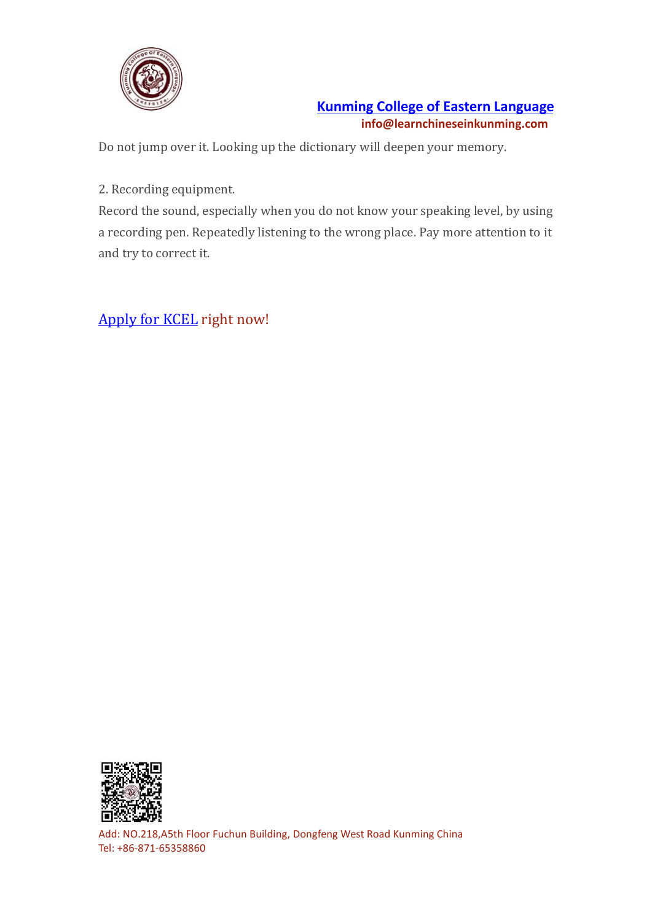Do not jump over it. Looking up the dictionary will deepen your memory.

2. Recording equipment.

Record the sound, especially when you do not know your speaking level, by using a recording pen. Repeatedly listening to the wrong place. Pay more attention to it and try to correct it.

Apply for KCEL right now!